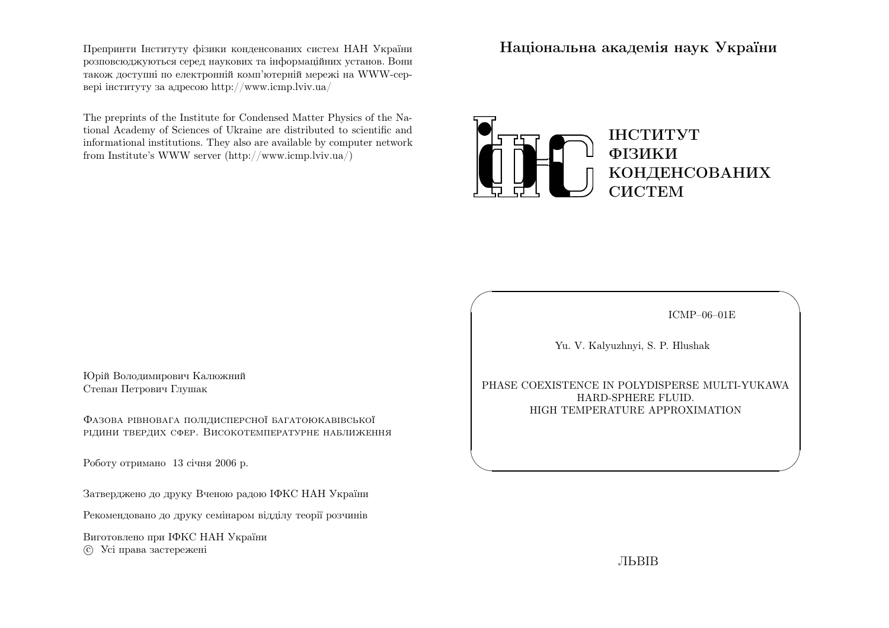Препринти Інституту фізики конденсованих систем НАН України розповсюджуються серед наукових та інформаційних установ. Вони також доступні по електронній комп'ютерній мережі на WWW-сервері інституту за адресою http://www.icmp.lviv.ua/

The preprints of the Institute for Condensed Matter Physics of the National Academy of Sciences of Ukraine are distributed to scientific and informational institutions. They also are available by computer network from Institute's WWW server (http://www.icmp.lviv.ua/)

Юрій Володимирович Калюжний
Степан Петрович Глушак

Фазова рівновага полідисперсної багатоюкавівської рідини твердих сфер. Високотемпературне наближення

Роботу отримано 13 січня 2006 р.

Затверджено до друку Вченою радою ІФКС НАН України

Рекомендовано до друку семінаром відділу теорії розчинів

Виготовлено при ІФКС НАН України
© Усі права застережені

**Національна академія наук України**

**ІНСТИТУТ ФІЗИКИ КОНДЕНСОВАНИХ СИСТЕМ**

ICMP–06–01E

Yu. V. Kalyuzhnyi, S. P. Hlushak

PHASE COEXISTENCE IN POLYDISPERSE MULTI-YUKAWA HARD-SPHERE FLUID.
HIGH TEMPERATURE APPROXIMATION

ЛЬВІВ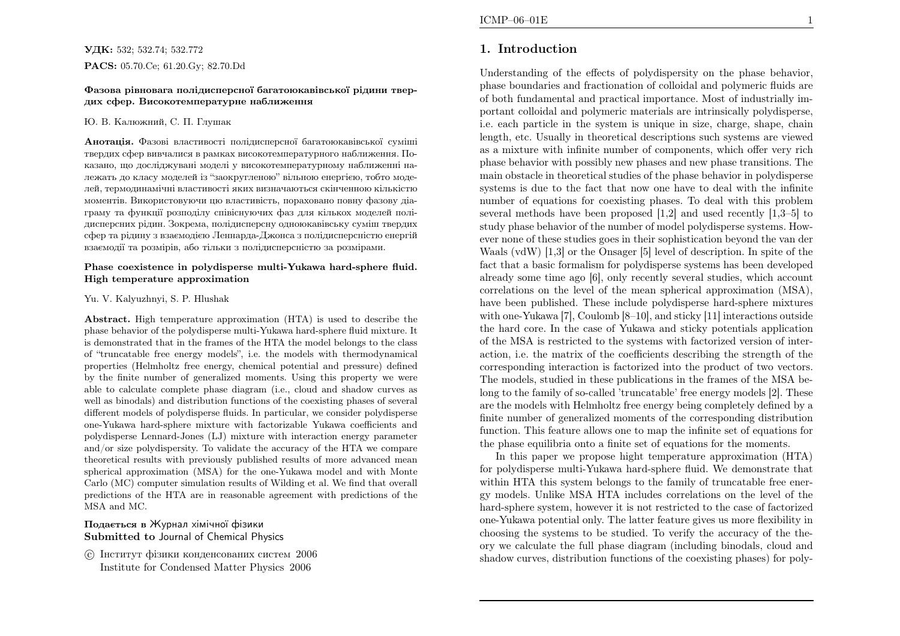**УДК:** 532; 532.74; 532.772

**PACS:** 05.70.Ce; 61.20.Gy; 82.70.Dd

**Фазова рівновага полідисперсної багатоюкавівської рідини твердих сфер. Високотемпературне наближення**

Ю. В. Калюжний, С. П. Глушак

**Анотація.** Фазові властивості полідисперсної багатоюкавівської суміші твердих сфер вивчалися в рамках високотемпературного наближення. Показано, що досліджувані моделі у високотемпературному наближенні належать до класу моделей із "заокругленою" вільною енергією, тобто моделей, термодинамічні властивості яких визначаються скінченною кількістю моментів. Використовуючи цю властивість, пораховано повну фазову діаграму та функції розподілу співіснуючих фаз для кількох моделей полідисперсних рідин. Зокрема, полідисперсну одноюкавівську суміш твердих сфер та рідину з взаємодією Леннарда-Джонса з полідисперсністю енергій взаємодії та розмірів, або тільки з полідисперсністю за розмірами.

**Phase coexistence in polydisperse multi-Yukawa hard-sphere fluid. High temperature approximation**

Yu. V. Kalyuzhnyi, S. P. Hlushak

**Abstract.** High temperature approximation (HTA) is used to describe the phase behavior of the polydisperse multi-Yukawa hard-sphere fluid mixture. It is demonstrated that in the frames of the HTA the model belongs to the class of "truncatable free energy models", i.e. the models with thermodynamical properties (Helmholtz free energy, chemical potential and pressure) defined by the finite number of generalized moments. Using this property we were able to calculate complete phase diagram (i.e., cloud and shadow curves as well as binodals) and distribution functions of the coexisting phases of several different models of polydisperse fluids. In particular, we consider polydisperse one-Yukawa hard-sphere mixture with factorizable Yukawa coefficients and polydisperse Lennard-Jones (LJ) mixture with interaction energy parameter and/or size polydispersity. To validate the accuracy of the HTA we compare theoretical results with previously published results of more advanced mean spherical approximation (MSA) for the one-Yukawa model and with Monte Carlo (MC) computer simulation results of Wilding et al. We find that overall predictions of the HTA are in reasonable agreement with predictions of the MSA and MC.

**Подається в** Журнал хімічної фізики
**Submitted to** Journal of Chemical Physics

© Інститут фізики конденсованих систем 2006
Institute for Condensed Matter Physics 2006

## 1. Introduction

Understanding of the effects of polydispersity on the phase behavior, phase boundaries and fractionation of colloidal and polymeric fluids are of both fundamental and practical importance. Most of industrially important colloidal and polymeric materials are intrinsically polydisperse, i.e. each particle in the system is unique in size, charge, shape, chain length, etc. Usually in theoretical descriptions such systems are viewed as a mixture with infinite number of components, which offer very rich phase behavior with possibly new phases and new phase transitions. The main obstacle in theoretical studies of the phase behavior in polydisperse systems is due to the fact that now one have to deal with the infinite number of equations for coexisting phases. To deal with this problem several methods have been proposed [1,2] and used recently [1,3–5] to study phase behavior of the number of model polydisperse systems. However none of these studies goes in their sophistication beyond the van der Waals (vdW) [1,3] or the Onsager [5] level of description. In spite of the fact that a basic formalism for polydisperse systems has been developed already some time ago [6], only recently several studies, which account correlations on the level of the mean spherical approximation (MSA), have been published. These include polydisperse hard-sphere mixtures with one-Yukawa [7], Coulomb [8–10], and sticky [11] interactions outside the hard core. In the case of Yukawa and sticky potentials application of the MSA is restricted to the systems with factorized version of interaction, i.e. the matrix of the coefficients describing the strength of the corresponding interaction is factorized into the product of two vectors. The models, studied in these publications in the frames of the MSA belong to the family of so-called 'truncatable' free energy models [2]. These are the models with Helmholtz free energy being completely defined by a finite number of generalized moments of the corresponding distribution function. This feature allows one to map the infinite set of equations for the phase equilibria onto a finite set of equations for the moments.

In this paper we propose hight temperature approximation (HTA) for polydisperse multi-Yukawa hard-sphere fluid. We demonstrate that within HTA this system belongs to the family of truncatable free energy models. Unlike MSA HTA includes correlations on the level of the hard-sphere system, however it is not restricted to the case of factorized one-Yukawa potential only. The latter feature gives us more flexibility in choosing the systems to be studied. To verify the accuracy of the theory we calculate the full phase diagram (including binodals, cloud and shadow curves, distribution functions of the coexisting phases) for poly-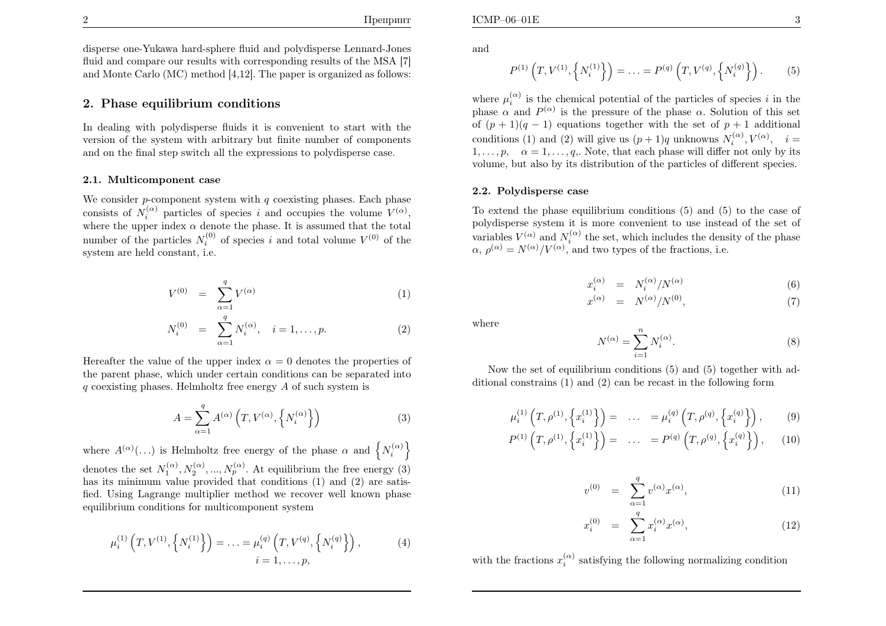disperse one-Yukawa hard-sphere fluid and polydisperse Lennard-Jones fluid and compare our results with corresponding results of the MSA [7] and Monte Carlo (MC) method [4,12]. The paper is organized as follows:

## 2. Phase equilibrium conditions

In dealing with polydisperse fluids it is convenient to start with the version of the system with arbitrary but finite number of components and on the final step switch all the expressions to polydisperse case.

### 2.1. Multicomponent case

We consider $p$-component system with $q$ coexisting phases. Each phase consists of $N_i^{(\alpha)}$ particles of species $i$ and occupies the volume $V^{(\alpha)}$, where the upper index $\alpha$ denote the phase. It is assumed that the total number of the particles $N_i^{(0)}$ of species $i$ and total volume $V^{(0)}$ of the system are held constant, i.e.

$$V^{(0)} = \sum_{\alpha=1}^{q} V^{(\alpha)} \tag{1}$$

$$N_i^{(0)} = \sum_{\alpha=1}^{q} N_i^{(\alpha)}, \quad i = 1, \ldots, p. \tag{2}$$

Hereafter the value of the upper index $\alpha = 0$ denotes the properties of the parent phase, which under certain conditions can be separated into $q$ coexisting phases. Helmholtz free energy $A$ of such system is

$$A = \sum_{\alpha=1}^{q} A^{(\alpha)}\left(T, V^{(\alpha)}, \left\{N_i^{(\alpha)}\right\}\right) \tag{3}$$

where $A^{(\alpha)}(\ldots)$ is Helmholtz free energy of the phase $\alpha$ and $\left\{N_i^{(\alpha)}\right\}$ denotes the set $N_1^{(\alpha)}, N_2^{(\alpha)}, ..., N_p^{(\alpha)}$. At equilibrium the free energy (3) has its minimum value provided that conditions (1) and (2) are satisfied. Using Lagrange multiplier method we recover well known phase equilibrium conditions for multicomponent system

$$\mu_i^{(1)}\left(T, V^{(1)}, \left\{N_i^{(1)}\right\}\right) = \ldots = \mu_i^{(q)}\left(T, V^{(q)}, \left\{N_i^{(q)}\right\}\right), \quad i = 1, \ldots, p, \tag{4}$$

and

$$P^{(1)}\left(T, V^{(1)}, \left\{N_i^{(1)}\right\}\right) = \ldots = P^{(q)}\left(T, V^{(q)}, \left\{N_i^{(q)}\right\}\right). \tag{5}$$

where $\mu_i^{(\alpha)}$ is the chemical potential of the particles of species $i$ in the phase $\alpha$ and $P^{(\alpha)}$ is the pressure of the phase $\alpha$. Solution of this set of $(p+1)(q-1)$ equations together with the set of $p+1$ additional conditions (1) and (2) will give us $(p+1)q$ unknowns $N_i^{(\alpha)}, V^{(\alpha)}, \quad i = 1, \ldots, p, \quad \alpha = 1, \ldots, q,$. Note, that each phase will differ not only by its volume, but also by its distribution of the particles of different species.

### 2.2. Polydisperse case

To extend the phase equilibrium conditions (5) and (5) to the case of polydisperse system it is more convenient to use instead of the set of variables $V^{(\alpha)}$ and $N_i^{(\alpha)}$ the set, which includes the density of the phase $\alpha$, $\rho^{(\alpha)} = N^{(\alpha)}/V^{(\alpha)}$, and two types of the fractions, i.e.

$$x_i^{(\alpha)} = N_i^{(\alpha)}/N^{(\alpha)} \tag{6}$$

$$x^{(\alpha)} = N^{(\alpha)}/N^{(0)}, \tag{7}$$

where

$$N^{(\alpha)} = \sum_{i=1}^{n} N_i^{(\alpha)}. \tag{8}$$

Now the set of equilibrium conditions (5) and (5) together with additional constrains (1) and (2) can be recast in the following form

$$\mu_i^{(1)}\left(T, \rho^{(1)}, \left\{x_i^{(1)}\right\}\right) = \ldots = \mu_i^{(q)}\left(T, \rho^{(q)}, \left\{x_i^{(q)}\right\}\right), \tag{9}$$

$$P^{(1)}\left(T, \rho^{(1)}, \left\{x_i^{(1)}\right\}\right) = \ldots = P^{(q)}\left(T, \rho^{(q)}, \left\{x_i^{(q)}\right\}\right), \tag{10}$$

$$v^{(0)} = \sum_{\alpha=1}^{q} v^{(\alpha)} x^{(\alpha)}, \tag{11}$$

$$x_i^{(0)} = \sum_{\alpha=1}^{q} x_i^{(\alpha)} x^{(\alpha)}, \tag{12}$$

with the fractions $x_i^{(\alpha)}$ satisfying the following normalizing condition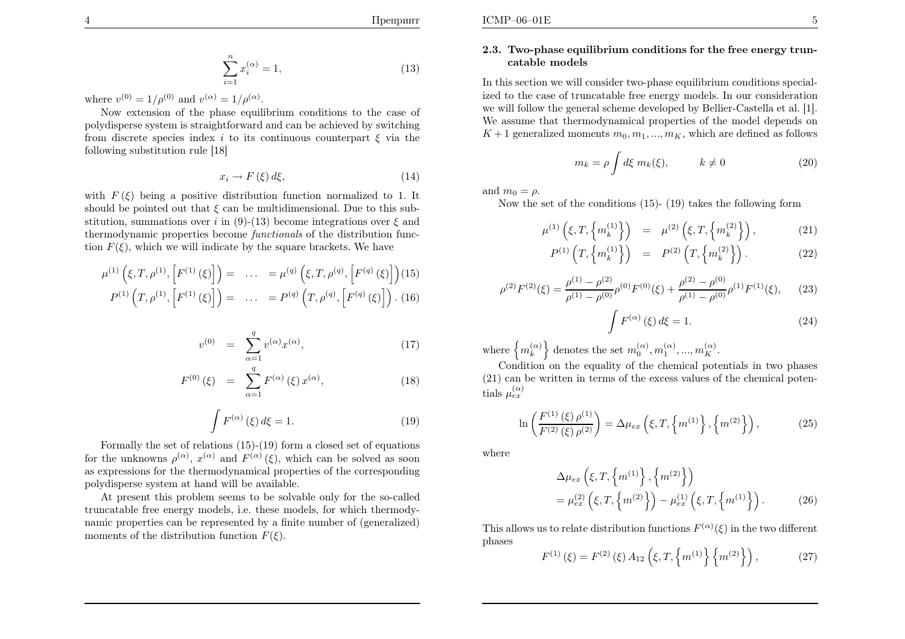$$\sum_{i=1}^{n} x_i^{(\alpha)} = 1, \tag{13}$$

where $v^{(0)} = 1/\rho^{(0)}$ and $v^{(\alpha)} = 1/\rho^{(\alpha)}$.

Now extension of the phase equilibrium conditions to the case of polydisperse system is straightforward and can be achieved by switching from discrete species index $i$ to its continuous counterpart $\xi$ via the following substitution rule [18]

$$x_i \rightarrow F(\xi)\, d\xi, \tag{14}$$

with $F(\xi)$ being a positive distribution function normalized to 1. It should be pointed out that $\xi$ can be multidimensional. Due to this substitution, summations over $i$ in (9)-(13) become integrations over $\xi$ and thermodynamic properties become *functionals* of the distribution function $F(\xi)$, which we will indicate by the square brackets. We have

$$\mu^{(1)}\left(\xi, T, \rho^{(1)}, \left[F^{(1)}(\xi)\right]\right) = \quad \ldots \quad = \mu^{(q)}\left(\xi, T, \rho^{(q)}, \left[F^{(q)}(\xi)\right]\right) \tag{15}$$

$$P^{(1)}\left(T, \rho^{(1)}, \left[F^{(1)}(\xi)\right]\right) = \quad \ldots \quad = P^{(q)}\left(T, \rho^{(q)}, \left[F^{(q)}(\xi)\right]\right). \tag{16}$$

$$v^{(0)} = \sum_{\alpha=1}^{q} v^{(\alpha)} x^{(\alpha)}, \tag{17}$$

$$F^{(0)}(\xi) = \sum_{\alpha=1}^{q} F^{(\alpha)}(\xi)\, x^{(\alpha)}, \tag{18}$$

$$\int F^{(\alpha)}(\xi)\, d\xi = 1. \tag{19}$$

Formally the set of relations (15)-(19) form a closed set of equations for the unknowns $\rho^{(\alpha)}$, $x^{(\alpha)}$ and $F^{(\alpha)}(\xi)$, which can be solved as soon as expressions for the thermodynamical properties of the corresponding polydisperse system at hand will be available.

At present this problem seems to be solvable only for the so-called truncatable free energy models, i.e. these models, for which thermodynamic properties can be represented by a finite number of (generalized) moments of the distribution function $F(\xi)$.

### 2.3. Two-phase equilibrium conditions for the free energy truncatable models

In this section we will consider two-phase equilibrium conditions specialized to the case of truncatable free energy models. In our consideration we will follow the general scheme developed by Bellier-Castella et al. [1]. We assume that thermodynamical properties of the model depends on $K+1$ generalized moments $m_0, m_1, \ldots, m_K$, which are defined as follows

$$m_k = \rho \int d\xi\, m_k(\xi), \qquad k \neq 0 \tag{20}$$

and $m_0 = \rho$.

Now the set of the conditions (15)- (19) takes the following form

$$\mu^{(1)}\left(\xi, T, \left\{m_k^{(1)}\right\}\right) = \mu^{(2)}\left(\xi, T, \left\{m_k^{(2)}\right\}\right), \tag{21}$$

$$P^{(1)}\left(T, \left\{m_k^{(1)}\right\}\right) = P^{(2)}\left(T, \left\{m_k^{(2)}\right\}\right). \tag{22}$$

$$\rho^{(2)} F^{(2)}(\xi) = \frac{\rho^{(1)} - \rho^{(2)}}{\rho^{(1)} - \rho^{(0)}} \rho^{(0)} F^{(0)}(\xi) + \frac{\rho^{(2)} - \rho^{(0)}}{\rho^{(1)} - \rho^{(0)}} \rho^{(1)} F^{(1)}(\xi), \tag{23}$$

$$\int F^{(\alpha)}(\xi)\, d\xi = 1. \tag{24}$$

where $\left\{m_k^{(\alpha)}\right\}$ denotes the set $m_0^{(\alpha)}, m_1^{(\alpha)}, \ldots, m_K^{(\alpha)}$.

Condition on the equality of the chemical potentials in two phases (21) can be written in terms of the excess values of the chemical potentials $\mu_{ex}^{(\alpha)}$

$$\ln\left(\frac{F^{(1)}(\xi)\, \rho^{(1)}}{F^{(2)}(\xi)\, \rho^{(2)}}\right) = \Delta\mu_{ex}\left(\xi, T, \left\{m^{(1)}\right\}, \left\{m^{(2)}\right\}\right), \tag{25}$$

where

$$\Delta\mu_{ex}\left(\xi, T, \left\{m^{(1)}\right\}, \left\{m^{(2)}\right\}\right) = \mu_{ex}^{(2)}\left(\xi, T, \left\{m^{(2)}\right\}\right) - \mu_{ex}^{(1)}\left(\xi, T, \left\{m^{(1)}\right\}\right). \tag{26}$$

This allows us to relate distribution functions $F^{(\alpha)}(\xi)$ in the two different phases

$$F^{(1)}(\xi) = F^{(2)}(\xi)\, A_{12}\left(\xi, T, \left\{m^{(1)}\right\} \left\{m^{(2)}\right\}\right), \tag{27}$$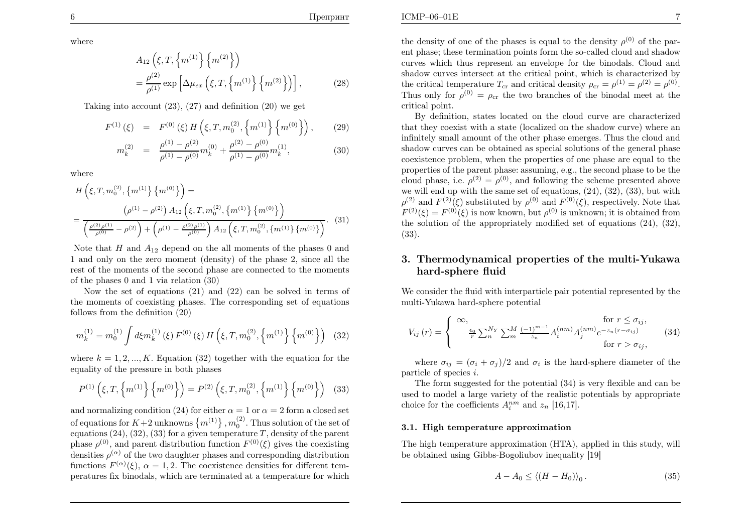where

$$
\begin{aligned}
& A_{12}\left(\xi, T,\left\{m^{(1)}\right\}\left\{m^{(2)}\right\}\right) \\
& =\frac{\rho^{(2)}}{\rho^{(1)}} \exp \left[\Delta \mu_{ex}\left(\xi, T,\left\{m^{(1)}\right\}\left\{m^{(2)}\right\}\right)\right],
\end{aligned} \tag{28}
$$

Taking into account (23), (27) and definition (20) we get

$$
F^{(1)}(\xi) = F^{(0)}(\xi) H\left(\xi, T, m_0^{(2)},\left\{m^{(1)}\right\}\left\{m^{(0)}\right\}\right), \tag{29}
$$

$$
m_k^{(2)} = \frac{\rho^{(1)}-\rho^{(2)}}{\rho^{(1)}-\rho^{(0)}} m_k^{(0)}+\frac{\rho^{(2)}-\rho^{(0)}}{\rho^{(1)}-\rho^{(0)}} m_k^{(1)}, \tag{30}
$$

where

$$
\begin{aligned}
& H\left(\xi, T, m_0^{(2)},\left\{m^{(1)}\right\}\left\{m^{(0)}\right\}\right)= \\
& =\frac{\left(\rho^{(1)}-\rho^{(2)}\right) A_{12}\left(\xi, T, m_0^{(2)},\left\{m^{(1)}\right\}\left\{m^{(0)}\right\}\right)}{\left(\frac{\rho^{(2)} \rho^{(1)}}{\rho^{(0)}}-\rho^{(2)}\right)+\left(\rho^{(1)}-\frac{\rho^{(2)} \rho^{(1)}}{\rho^{(0)}}\right) A_{12}\left(\xi, T, m_0^{(2)},\left\{m^{(1)}\right\}\left\{m^{(0)}\right\}\right)}.
\end{aligned} \tag{31}
$$

Note that $H$ and $A_{12}$ depend on the all moments of the phases 0 and 1 and only on the zero moment (density) of the phase 2, since all the rest of the moments of the second phase are connected to the moments of the phases 0 and 1 via relation (30)

Now the set of equations (21) and (22) can be solved in terms of the moments of coexisting phases. The corresponding set of equations follows from the definition (20)

$$
m_k^{(1)}=m_0^{(1)} \int d\xi m_k^{(1)}(\xi) F^{(0)}(\xi) H\left(\xi, T, m_0^{(2)},\left\{m^{(1)}\right\}\left\{m^{(0)}\right\}\right) \tag{32}
$$

where $k=1,2,...,K$. Equation (32) together with the equation for the equality of the pressure in both phases

$$
P^{(1)}\left(\xi, T,\left\{m^{(1)}\right\}\left\{m^{(0)}\right\}\right)=P^{(2)}\left(\xi, T, m_0^{(2)},\left\{m^{(1)}\right\}\left\{m^{(0)}\right\}\right) \tag{33}
$$

and normalizing condition (24) for either $\alpha=1$ or $\alpha=2$ form a closed set of equations for $K+2$ unknowns $\left\{m^{(1)}\right\}, m_0^{(2)}$. Thus solution of the set of equations (24), (32), (33) for a given temperature $T$, density of the parent phase $\rho^{(0)}$, and parent distribution function $F^{(0)}(\xi)$ gives the coexisting densities $\rho^{(\alpha)}$ of the two daughter phases and corresponding distribution functions $F^{(\alpha)}(\xi)$, $\alpha=1,2$. The coexistence densities for different temperatures fix binodals, which are terminated at a temperature for which the density of one of the phases is equal to the density $\rho^{(0)}$ of the parent phase; these termination points form the so-called cloud and shadow curves which thus represent an envelope for the binodals. Cloud and shadow curves intersect at the critical point, which is characterized by the critical temperature $T_{\rm cr}$ and critical density $\rho_{\rm cr}=\rho^{(1)}=\rho^{(2)}=\rho^{(0)}$. Thus only for $\rho^{(0)}=\rho_{\rm cr}$ the two branches of the binodal meet at the critical point.

By definition, states located on the cloud curve are characterized that they coexist with a state (localized on the shadow curve) where an infinitely small amount of the other phase emerges. Thus the cloud and shadow curves can be obtained as special solutions of the general phase coexistence problem, when the properties of one phase are equal to the properties of the parent phase: assuming, e.g., the second phase to be the cloud phase, i.e. $\rho^{(2)}=\rho^{(0)}$, and following the scheme presented above we will end up with the same set of equations, (24), (32), (33), but with $\rho^{(2)}$ and $F^{(2)}(\xi)$ substituted by $\rho^{(0)}$ and $F^{(0)}(\xi)$, respectively. Note that $F^{(2)}(\xi)=F^{(0)}(\xi)$ is now known, but $\rho^{(0)}$ is unknown; it is obtained from the solution of the appropriately modified set of equations (24), (32), (33).

## 3. Thermodynamical properties of the multi-Yukawa hard-sphere fluid

We consider the fluid with interparticle pair potential represented by the multi-Yukawa hard-sphere potential

$$
V_{ij}(r)=\begin{cases}\infty, & \text{for } r \leq \sigma_{ij}, \\ -\frac{\epsilon_0}{r} \sum_n^{N_Y} \sum_m^M \frac{(-1)^{m-1}}{z_n} A_i^{(nm)} A_j^{(nm)} e^{-z_n\left(r-\sigma_{ij}\right)} & \text{for } r>\sigma_{ij},\end{cases} \tag{34}
$$

where $\sigma_{ij}=(\sigma_i+\sigma_j)/2$ and $\sigma_i$ is the hard-sphere diameter of the particle of species $i$.

The form suggested for the potential (34) is very flexible and can be used to model a large variety of the realistic potentials by appropriate choice for the coefficients $A_i^{nm}$ and $z_n$ [16,17].

### 3.1. High temperature approximation

The high temperature approximation (HTA), applied in this study, will be obtained using Gibbs-Bogoliubov inequality [19]

$$
A-A_0 \leq \left\langle (H-H_0) \right\rangle_0 . \tag{35}
$$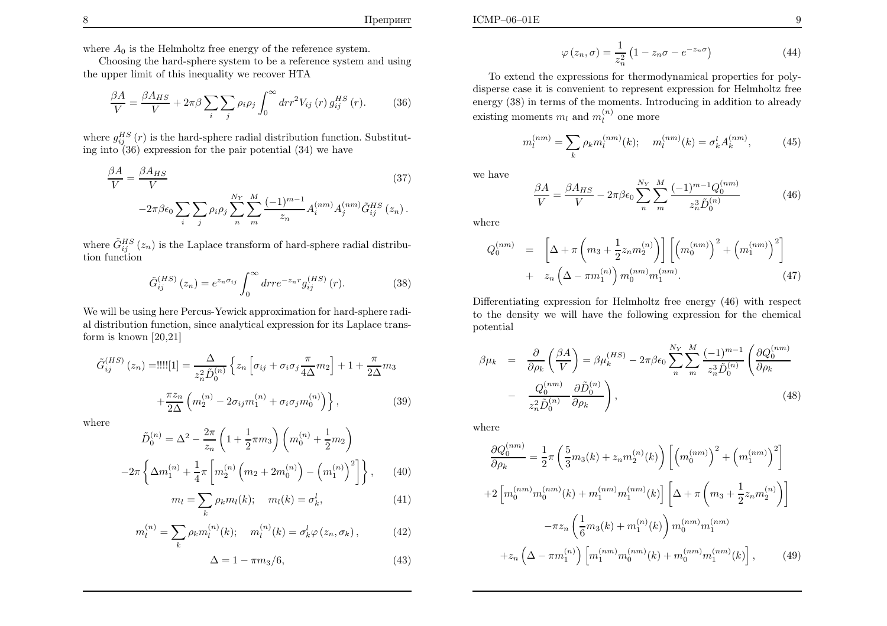where $A_0$ is the Helmholtz free energy of the reference system.

Choosing the hard-sphere system to be a reference system and using the upper limit of this inequality we recover HTA

$$\frac{\beta A}{V} = \frac{\beta A_{HS}}{V} + 2\pi\beta \sum_i \sum_j \rho_i \rho_j \int_0^\infty dr r^2 V_{ij}(r)\, g_{ij}^{HS}(r). \tag{36}$$

where $g_{ij}^{HS}(r)$ is the hard-sphere radial distribution function. Substituting into (36) expression for the pair potential (34) we have

$$\frac{\beta A}{V} = \frac{\beta A_{HS}}{V} \tag{37}$$
$$-2\pi\beta\epsilon_0 \sum_i \sum_j \rho_i \rho_j \sum_n^{N_Y} \sum_m^{M} \frac{(-1)^{m-1}}{z_n} A_i^{(nm)} A_j^{(nm)} \tilde{G}_{ij}^{HS}(z_n).$$

where $\tilde{G}_{ij}^{HS}(z_n)$ is the Laplace transform of hard-sphere radial distribution function

$$\tilde{G}_{ij}^{(HS)}(z_n) = e^{z_n \sigma_{ij}} \int_0^\infty dr r e^{-z_n r} g_{ij}^{(HS)}(r). \tag{38}$$

We will be using here Percus-Yewick approximation for hard-sphere radial distribution function, since analytical expression for its Laplace transform is known [20,21]

$$\tilde{G}_{ij}^{(HS)}(z_n) =!!!![1] = \frac{\Delta}{z_n^2 \tilde{D}_0^{(n)}} \left\{ z_n \left[ \sigma_{ij} + \sigma_i \sigma_j \frac{\pi}{4\Delta} m_2 \right] + 1 + \frac{\pi}{2\Delta} m_3 \right.$$
$$\left. + \frac{\pi z_n}{2\Delta} \left( m_2^{(n)} - 2\sigma_{ij} m_1^{(n)} + \sigma_i \sigma_j m_0^{(n)} \right) \right\}, \tag{39}$$

where

$$\tilde{D}_0^{(n)} = \Delta^2 - \frac{2\pi}{z_n} \left( 1 + \frac{1}{2}\pi m_3 \right) \left( m_0^{(n)} + \frac{1}{2} m_2 \right)$$
$$-2\pi \left\{ \Delta m_1^{(n)} + \frac{1}{4}\pi \left[ m_2^{(n)} \left( m_2 + 2m_0^{(n)} \right) - \left( m_1^{(n)} \right)^2 \right] \right\}, \tag{40}$$

$$m_l = \sum_k \rho_k m_l(k); \quad m_l(k) = \sigma_k^l, \tag{41}$$

$$m_l^{(n)} = \sum_k \rho_k m_l^{(n)}(k); \quad m_l^{(n)}(k) = \sigma_k^l \varphi(z_n, \sigma_k), \tag{42}$$

$$\Delta = 1 - \pi m_3/6, \tag{43}$$

$$\varphi(z_n, \sigma) = \frac{1}{z_n^2} \left( 1 - z_n \sigma - e^{-z_n \sigma} \right) \tag{44}$$

To extend the expressions for thermodynamical properties for polydisperse case it is convenient to represent expression for Helmholtz free energy (38) in terms of the moments. Introducing in addition to already existing moments $m_l$ and $m_l^{(n)}$ one more

$$m_l^{(nm)} = \sum_k \rho_k m_l^{(nm)}(k); \quad m_l^{(nm)}(k) = \sigma_k^l A_k^{(nm)}, \tag{45}$$

we have

$$\frac{\beta A}{V} = \frac{\beta A_{HS}}{V} - 2\pi\beta\epsilon_0 \sum_n^{N_Y} \sum_m^{M} \frac{(-1)^{m-1} Q_0^{(nm)}}{z_n^3 \tilde{D}_0^{(n)}} \tag{46}$$

where

$$\begin{aligned} Q_0^{(nm)} &= \left[ \Delta + \pi \left( m_3 + \frac{1}{2} z_n m_2^{(n)} \right) \right] \left[ \left( m_0^{(nm)} \right)^2 + \left( m_1^{(nm)} \right)^2 \right] \\ &+ z_n \left( \Delta - \pi m_1^{(n)} \right) m_0^{(nm)} m_1^{(nm)}. \end{aligned} \tag{47}$$

Differentiating expression for Helmholtz free energy (46) with respect to the density we will have the following expression for the chemical potential

$$\begin{aligned} \beta\mu_k &= \frac{\partial}{\partial \rho_k} \left( \frac{\beta A}{V} \right) = \beta\mu_k^{(HS)} - 2\pi\beta\epsilon_0 \sum_n^{N_Y} \sum_m^{M} \frac{(-1)^{m-1}}{z_n^3 \tilde{D}_0^{(n)}} \left( \frac{\partial Q_0^{(nm)}}{\partial \rho_k} \right. \\ &- \left. \frac{Q_0^{(nm)}}{z_n^2 \tilde{D}_0^{(n)}} \frac{\partial \tilde{D}_0^{(n)}}{\partial \rho_k} \right), \end{aligned} \tag{48}$$

where

$$\frac{\partial Q_0^{(nm)}}{\partial \rho_k} = \frac{1}{2}\pi \left( \frac{5}{3} m_3(k) + z_n m_2^{(n)}(k) \right) \left[ \left( m_0^{(nm)} \right)^2 + \left( m_1^{(nm)} \right)^2 \right]$$
$$+2 \left[ m_0^{(nm)} m_0^{(nm)}(k) + m_1^{(nm)} m_1^{(nm)}(k) \right] \left[ \Delta + \pi \left( m_3 + \frac{1}{2} z_n m_2^{(n)} \right) \right]$$
$$-\pi z_n \left( \frac{1}{6} m_3(k) + m_1^{(n)}(k) \right) m_0^{(nm)} m_1^{(nm)}$$
$$+z_n \left( \Delta - \pi m_1^{(n)} \right) \left[ m_1^{(nm)} m_0^{(nm)}(k) + m_0^{(nm)} m_1^{(nm)}(k) \right], \tag{49}$$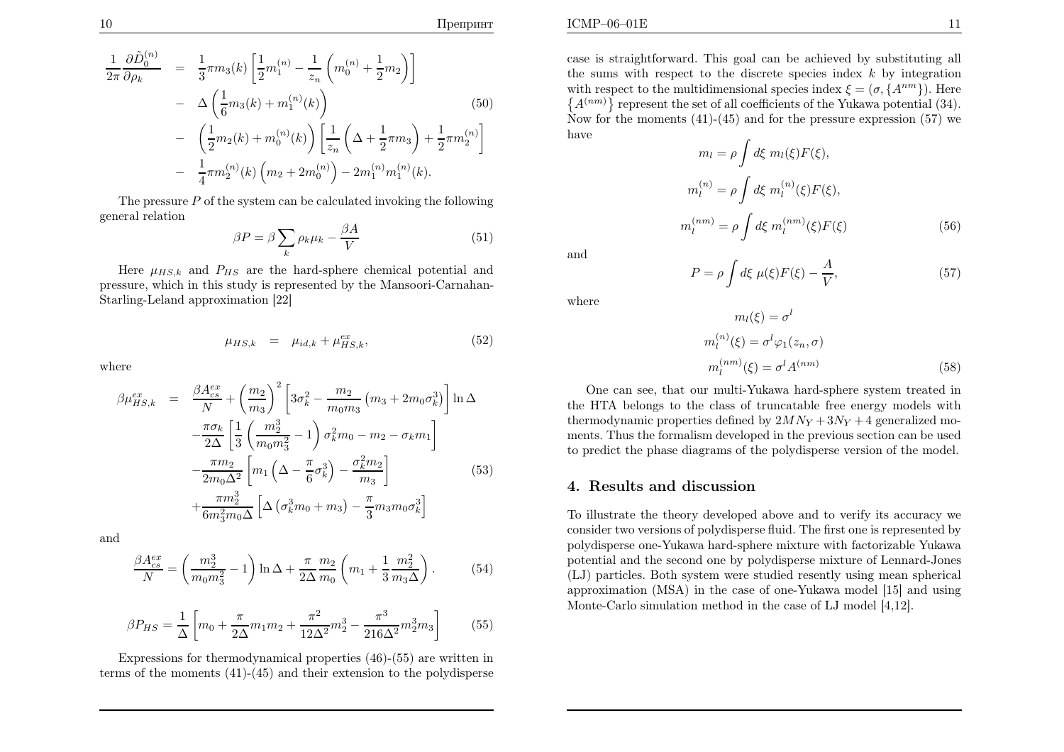$$
\begin{aligned}
\frac{1}{2\pi}\frac{\partial \tilde{D}_0^{(n)}}{\partial \rho_k} &= \frac{1}{3}\pi m_3(k)\left[\frac{1}{2}m_1^{(n)} - \frac{1}{z_n}\left(m_0^{(n)} + \frac{1}{2}m_2\right)\right] \\
&- \Delta\left(\frac{1}{6}m_3(k) + m_1^{(n)}(k)\right) \\
&- \left(\frac{1}{2}m_2(k) + m_0^{(n)}(k)\right)\left[\frac{1}{z_n}\left(\Delta + \frac{1}{2}\pi m_3\right) + \frac{1}{2}\pi m_2^{(n)}\right] \\
&- \frac{1}{4}\pi m_2^{(n)}(k)\left(m_2 + 2m_0^{(n)}\right) - 2m_1^{(n)}m_1^{(n)}(k).
\end{aligned}
\tag{50}
$$

The pressure $P$ of the system can be calculated invoking the following general relation

$$
\beta P = \beta \sum_k \rho_k \mu_k - \frac{\beta A}{V} \tag{51}
$$

Here $\mu_{HS,k}$ and $P_{HS}$ are the hard-sphere chemical potential and pressure, which in this study is represented by the Mansoori-Carnahan-Starling-Leland approximation [22]

$$
\mu_{HS,k} = \mu_{id,k} + \mu_{HS,k}^{ex}, \tag{52}
$$

where

$$
\begin{aligned}
\beta\mu_{HS,k}^{ex} &= \frac{\beta A_{cs}^{ex}}{N} + \left(\frac{m_2}{m_3}\right)^2\left[3\sigma_k^2 - \frac{m_2}{m_0 m_3}\left(m_3 + 2m_0\sigma_k^3\right)\right]\ln\Delta \\
&- \frac{\pi\sigma_k}{2\Delta}\left[\frac{1}{3}\left(\frac{m_2^3}{m_0 m_3^2} - 1\right)\sigma_k^2 m_0 - m_2 - \sigma_k m_1\right] \\
&- \frac{\pi m_2}{2m_0\Delta^2}\left[m_1\left(\Delta - \frac{\pi}{6}\sigma_k^3\right) - \frac{\sigma_k^2 m_2}{m_3}\right] \\
&+ \frac{\pi m_2^3}{6m_3^2 m_0 \Delta}\left[\Delta\left(\sigma_k^3 m_0 + m_3\right) - \frac{\pi}{3}m_3 m_0 \sigma_k^3\right]
\end{aligned}
\tag{53}
$$

and

$$
\frac{\beta A_{cs}^{ex}}{N} = \left(\frac{m_2^3}{m_0 m_3^2} - 1\right)\ln\Delta + \frac{\pi}{2\Delta}\frac{m_2}{m_0}\left(m_1 + \frac{1}{3}\frac{m_2^2}{m_3\Delta}\right). \tag{54}
$$

$$
\beta P_{HS} = \frac{1}{\Delta}\left[m_0 + \frac{\pi}{2\Delta}m_1 m_2 + \frac{\pi^2}{12\Delta^2}m_2^3 - \frac{\pi^3}{216\Delta^2}m_2^3 m_3\right] \tag{55}
$$

Expressions for thermodynamical properties (46)-(55) are written in terms of the moments (41)-(45) and their extension to the polydisperse case is straightforward. This goal can be achieved by substituting all the sums with respect to the discrete species index $k$ by integration with respect to the multidimensional species index $\xi = (\sigma, \{A^{nm}\})$. Here $\{A^{(nm)}\}$ represent the set of all coefficients of the Yukawa potential (34). Now for the moments (41)-(45) and for the pressure expression (57) we have

$$
\begin{aligned}
m_l &= \rho\int d\xi\; m_l(\xi)F(\xi), \\
m_l^{(n)} &= \rho\int d\xi\; m_l^{(n)}(\xi)F(\xi), \\
m_l^{(nm)} &= \rho\int d\xi\; m_l^{(nm)}(\xi)F(\xi)
\end{aligned}
\tag{56}
$$

and

$$
P = \rho\int d\xi\; \mu(\xi)F(\xi) - \frac{A}{V}, \tag{57}
$$

where

$$
\begin{aligned}
m_l(\xi) &= \sigma^l \\
m_l^{(n)}(\xi) &= \sigma^l \varphi_1(z_n, \sigma) \\
m_l^{(nm)}(\xi) &= \sigma^l A^{(nm)}
\end{aligned}
\tag{58}
$$

One can see, that our multi-Yukawa hard-sphere system treated in the HTA belongs to the class of truncatable free energy models with thermodynamic properties defined by $2MN_Y + 3N_Y + 4$ generalized moments. Thus the formalism developed in the previous section can be used to predict the phase diagrams of the polydisperse version of the model.

## 4. Results and discussion

To illustrate the theory developed above and to verify its accuracy we consider two versions of polydisperse fluid. The first one is represented by polydisperse one-Yukawa hard-sphere mixture with factorizable Yukawa potential and the second one by polydisperse mixture of Lennard-Jones (LJ) particles. Both system were studied resently using mean spherical approximation (MSA) in the case of one-Yukawa model [15] and using Monte-Carlo simulation method in the case of LJ model [4,12].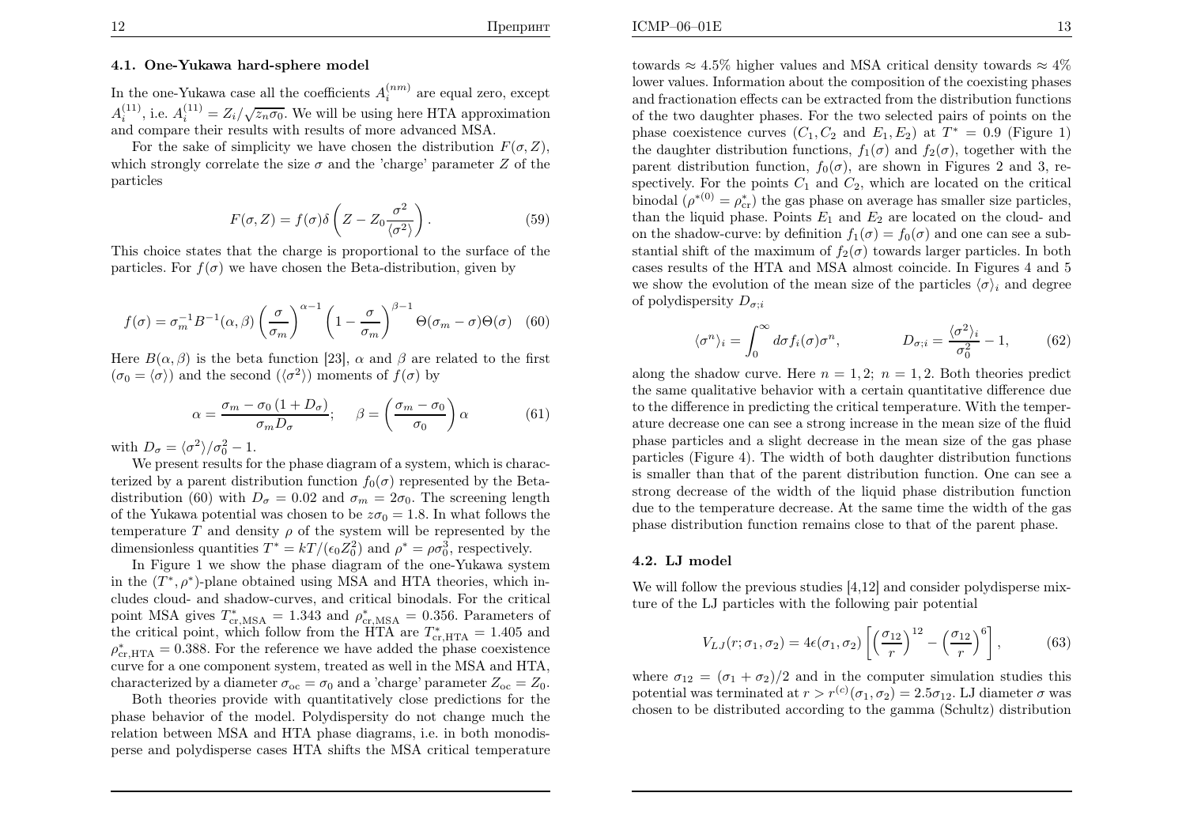### 4.1. One-Yukawa hard-sphere model

In the one-Yukawa case all the coefficients $A_i^{(nm)}$ are equal zero, except $A_i^{(11)}$, i.e. $A_i^{(11)} = Z_i/\sqrt{z_n \sigma_0}$. We will be using here HTA approximation and compare their results with results of more advanced MSA.

For the sake of simplicity we have chosen the distribution $F(\sigma, Z)$, which strongly correlate the size $\sigma$ and the 'charge' parameter $Z$ of the particles

$$F(\sigma, Z) = f(\sigma) \delta \left( Z - Z_0 \frac{\sigma^2}{\langle \sigma^2 \rangle} \right). \tag{59}$$

This choice states that the charge is proportional to the surface of the particles. For $f(\sigma)$ we have chosen the Beta-distribution, given by

$$f(\sigma) = \sigma_m^{-1} B^{-1}(\alpha, \beta) \left( \frac{\sigma}{\sigma_m} \right)^{\alpha - 1} \left( 1 - \frac{\sigma}{\sigma_m} \right)^{\beta - 1} \Theta(\sigma_m - \sigma) \Theta(\sigma) \tag{60}$$

Here $B(\alpha, \beta)$ is the beta function [23], $\alpha$ and $\beta$ are related to the first ($\sigma_0 = \langle \sigma \rangle$) and the second ($\langle \sigma^2 \rangle$) moments of $f(\sigma)$ by

$$\alpha = \frac{\sigma_m - \sigma_0 \left( 1 + D_\sigma \right)}{\sigma_m D_\sigma}; \quad \beta = \left( \frac{\sigma_m - \sigma_0}{\sigma_0} \right) \alpha \tag{61}$$

with $D_\sigma = \langle \sigma^2 \rangle / \sigma_0^2 - 1$.

We present results for the phase diagram of a system, which is characterized by a parent distribution function $f_0(\sigma)$ represented by the Beta-distribution (60) with $D_\sigma = 0.02$ and $\sigma_m = 2\sigma_0$. The screening length of the Yukawa potential was chosen to be $z\sigma_0 = 1.8$. In what follows the temperature $T$ and density $\rho$ of the system will be represented by the dimensionless quantities $T^* = kT/(\epsilon_0 Z_0^2)$ and $\rho^* = \rho \sigma_0^3$, respectively.

In Figure 1 we show the phase diagram of the one-Yukawa system in the $(T^*, \rho^*)$-plane obtained using MSA and HTA theories, which includes cloud- and shadow-curves, and critical binodals. For the critical point MSA gives $T^*_{\text{cr,MSA}} = 1.343$ and $\rho^*_{\text{cr,MSA}} = 0.356$. Parameters of the critical point, which follow from the HTA are $T^*_{\text{cr,HTA}} = 1.405$ and $\rho^*_{\text{cr,HTA}} = 0.388$. For the reference we have added the phase coexistence curve for a one component system, treated as well in the MSA and HTA, characterized by a diameter $\sigma_{oc} = \sigma_0$ and a 'charge' parameter $Z_{oc} = Z_0$.

Both theories provide with quantitatively close predictions for the phase behavior of the model. Polydispersity do not change much the relation between MSA and HTA phase diagrams, i.e. in both monodisperse and polydisperse cases HTA shifts the MSA critical temperature towards $\approx 4.5\%$ higher values and MSA critical density towards $\approx 4\%$ lower values. Information about the composition of the coexisting phases and fractionation effects can be extracted from the distribution functions of the two daughter phases. For the two selected pairs of points on the phase coexistence curves ($C_1, C_2$ and $E_1, E_2$) at $T^* = 0.9$ (Figure 1) the daughter distribution functions, $f_1(\sigma)$ and $f_2(\sigma)$, together with the parent distribution function, $f_0(\sigma)$, are shown in Figures 2 and 3, respectively. For the points $C_1$ and $C_2$, which are located on the critical binodal ($\rho^{*(0)} = \rho^*_{\text{cr}}$) the gas phase on average has smaller size particles, than the liquid phase. Points $E_1$ and $E_2$ are located on the cloud- and on the shadow-curve: by definition $f_1(\sigma) = f_0(\sigma)$ and one can see a substantial shift of the maximum of $f_2(\sigma)$ towards larger particles. In both cases results of the HTA and MSA almost coincide. In Figures 4 and 5 we show the evolution of the mean size of the particles $\langle \sigma \rangle_i$ and degree of polydispersity $D_{\sigma;i}$

$$\langle \sigma^n \rangle_i = \int_0^\infty d\sigma f_i(\sigma) \sigma^n, \qquad D_{\sigma;i} = \frac{\langle \sigma^2 \rangle_i}{\sigma_0^2} - 1, \tag{62}$$

along the shadow curve. Here $n = 1, 2$; $n = 1, 2$. Both theories predict the same qualitative behavior with a certain quantitative difference due to the difference in predicting the critical temperature. With the temperature decrease one can see a strong increase in the mean size of the fluid phase particles and a slight decrease in the mean size of the gas phase particles (Figure 4). The width of both daughter distribution functions is smaller than that of the parent distribution function. One can see a strong decrease of the width of the liquid phase distribution function due to the temperature decrease. At the same time the width of the gas phase distribution function remains close to that of the parent phase.

### 4.2. LJ model

We will follow the previous studies [4,12] and consider polydisperse mixture of the LJ particles with the following pair potential

$$V_{LJ}(r; \sigma_1, \sigma_2) = 4\epsilon(\sigma_1, \sigma_2) \left[ \left( \frac{\sigma_{12}}{r} \right)^{12} - \left( \frac{\sigma_{12}}{r} \right)^6 \right], \tag{63}$$

where $\sigma_{12} = (\sigma_1 + \sigma_2)/2$ and in the computer simulation studies this potential was terminated at $r > r^{(c)}(\sigma_1, \sigma_2) = 2.5\sigma_{12}$. LJ diameter $\sigma$ was chosen to be distributed according to the gamma (Schultz) distribution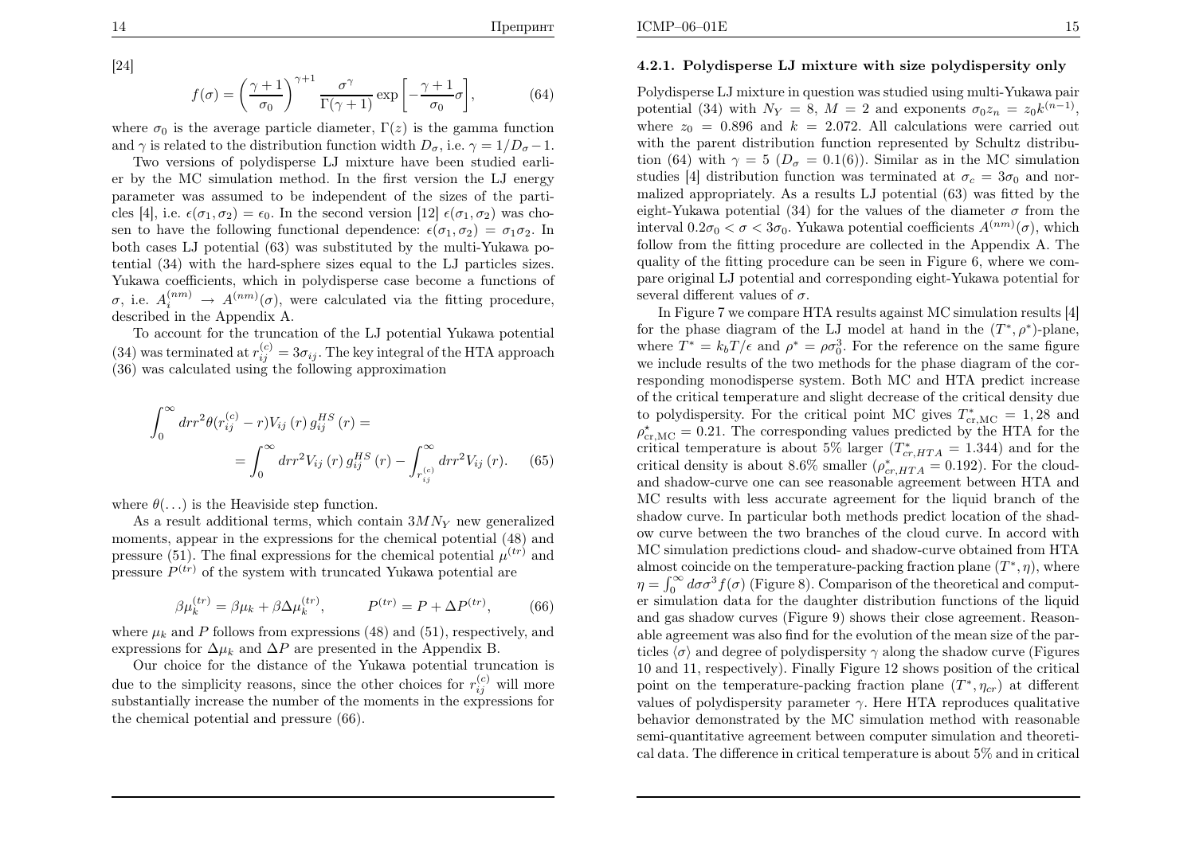[24]

$$f(\sigma) = \left(\frac{\gamma+1}{\sigma_0}\right)^{\gamma+1} \frac{\sigma^\gamma}{\Gamma(\gamma+1)} \exp\left[-\frac{\gamma+1}{\sigma_0}\sigma\right], \tag{64}$$

where $\sigma_0$ is the average particle diameter, $\Gamma(z)$ is the gamma function and $\gamma$ is related to the distribution function width $D_\sigma$, i.e. $\gamma = 1/D_\sigma - 1$.

Two versions of polydisperse LJ mixture have been studied earlier by the MC simulation method. In the first version the LJ energy parameter was assumed to be independent of the sizes of the particles [4], i.e. $\epsilon(\sigma_1, \sigma_2) = \epsilon_0$. In the second version [12] $\epsilon(\sigma_1, \sigma_2)$ was chosen to have the following functional dependence: $\epsilon(\sigma_1, \sigma_2) = \sigma_1\sigma_2$. In both cases LJ potential (63) was substituted by the multi-Yukawa potential (34) with the hard-sphere sizes equal to the LJ particles sizes. Yukawa coefficients, which in polydisperse case become a functions of $\sigma$, i.e. $A_i^{(nm)} \to A^{(nm)}(\sigma)$, were calculated via the fitting procedure, described in the Appendix A.

To account for the truncation of the LJ potential Yukawa potential (34) was terminated at $r_{ij}^{(c)} = 3\sigma_{ij}$. The key integral of the HTA approach (36) was calculated using the following approximation

$$\int_0^\infty dr r^2 \theta(r_{ij}^{(c)} - r) V_{ij}(r) g_{ij}^{HS}(r) = \\ = \int_0^\infty dr r^2 V_{ij}(r) g_{ij}^{HS}(r) - \int_{r_{ij}^{(c)}}^\infty dr r^2 V_{ij}(r). \tag{65}$$

where $\theta(\ldots)$ is the Heaviside step function.

As a result additional terms, which contain $3MN_Y$ new generalized moments, appear in the expressions for the chemical potential (48) and pressure (51). The final expressions for the chemical potential $\mu^{(tr)}$ and pressure $P^{(tr)}$ of the system with truncated Yukawa potential are

$$\beta\mu_k^{(tr)} = \beta\mu_k + \beta\Delta\mu_k^{(tr)}, \qquad P^{(tr)} = P + \Delta P^{(tr)}, \tag{66}$$

where $\mu_k$ and $P$ follows from expressions (48) and (51), respectively, and expressions for $\Delta\mu_k$ and $\Delta P$ are presented in the Appendix B.

Our choice for the distance of the Yukawa potential truncation is due to the simplicity reasons, since the other choices for $r_{ij}^{(c)}$ will more substantially increase the number of the moments in the expressions for the chemical potential and pressure (66).

#### 4.2.1. Polydisperse LJ mixture with size polydispersity only

Polydisperse LJ mixture in question was studied using multi-Yukawa pair potential (34) with $N_Y = 8$, $M = 2$ and exponents $\sigma_0 z_n = z_0 k^{(n-1)}$, where $z_0 = 0.896$ and $k = 2.072$. All calculations were carried out with the parent distribution function represented by Schultz distribution (64) with $\gamma = 5$ ($D_\sigma = 0.1(6)$). Similar as in the MC simulation studies [4] distribution function was terminated at $\sigma_c = 3\sigma_0$ and normalized appropriately. As a results LJ potential (63) was fitted by the eight-Yukawa potential (34) for the values of the diameter $\sigma$ from the interval $0.2\sigma_0 < \sigma < 3\sigma_0$. Yukawa potential coefficients $A^{(nm)}(\sigma)$, which follow from the fitting procedure are collected in the Appendix A. The quality of the fitting procedure can be seen in Figure 6, where we compare original LJ potential and corresponding eight-Yukawa potential for several different values of $\sigma$.

In Figure 7 we compare HTA results against MC simulation results [4] for the phase diagram of the LJ model at hand in the $(T^*, \rho^*)$-plane, where $T^* = k_bT/\epsilon$ and $\rho^* = \rho\sigma_0^3$. For the reference on the same figure we include results of the two methods for the phase diagram of the corresponding monodisperse system. Both MC and HTA predict increase of the critical temperature and slight decrease of the critical density due to polydispersity. For the critical point MC gives $T^*_{\rm cr,MC} = 1,28$ and $\rho^\star_{\rm cr,MC} = 0.21$. The corresponding values predicted by the HTA for the critical temperature is about 5% larger ($T^*_{cr,HTA} = 1.344$) and for the critical density is about 8.6% smaller ($\rho^*_{cr,HTA} = 0.192$). For the cloud- and shadow-curve one can see reasonable agreement between HTA and MC results with less accurate agreement for the liquid branch of the shadow curve. In particular both methods predict location of the shadow curve between the two branches of the cloud curve. In accord with MC simulation predictions cloud- and shadow-curve obtained from HTA almost coincide on the temperature-packing fraction plane $(T^*, \eta)$, where $\eta = \int_0^\infty d\sigma\sigma^3 f(\sigma)$ (Figure 8). Comparison of the theoretical and computer simulation data for the daughter distribution functions of the liquid and gas shadow curves (Figure 9) shows their close agreement. Reasonable agreement was also find for the evolution of the mean size of the particles $\langle\sigma\rangle$ and degree of polydispersity $\gamma$ along the shadow curve (Figures 10 and 11, respectively). Finally Figure 12 shows position of the critical point on the temperature-packing fraction plane $(T^*, \eta_{cr})$ at different values of polydispersity parameter $\gamma$. Here HTA reproduces qualitative behavior demonstrated by the MC simulation method with reasonable semi-quantitative agreement between computer simulation and theoretical data. The difference in critical temperature is about 5% and in critical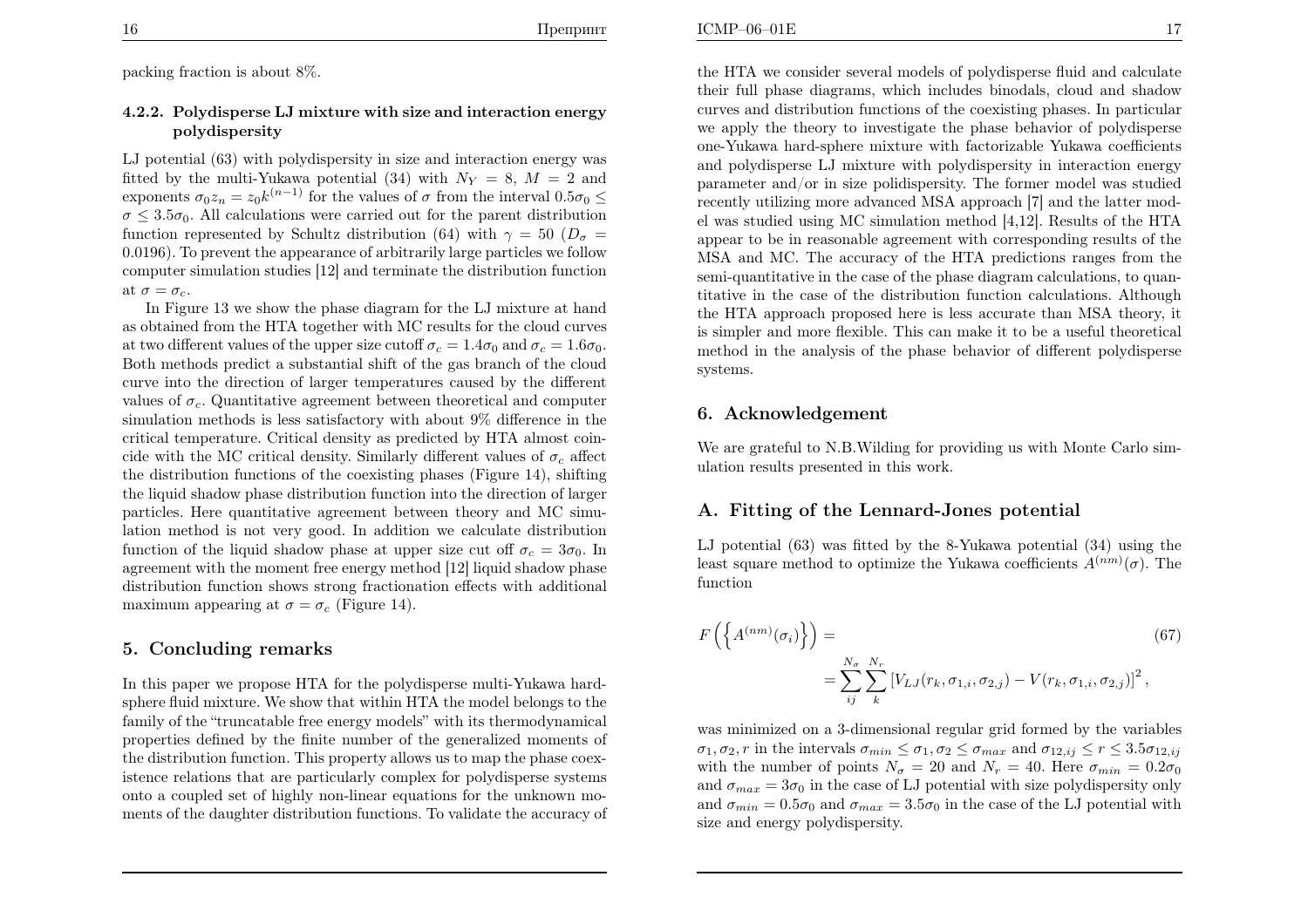packing fraction is about 8%.

#### 4.2.2. Polydisperse LJ mixture with size and interaction energy polydispersity

LJ potential (63) with polydispersity in size and interaction energy was fitted by the multi-Yukawa potential (34) with $N_Y = 8$, $M = 2$ and exponents $\sigma_0 z_n = z_0 k^{(n-1)}$ for the values of $\sigma$ from the interval $0.5\sigma_0 \leq \sigma \leq 3.5\sigma_0$. All calculations were carried out for the parent distribution function represented by Schultz distribution (64) with $\gamma = 50$ ($D_\sigma = 0.0196$). To prevent the appearance of arbitrarily large particles we follow computer simulation studies [12] and terminate the distribution function at $\sigma = \sigma_c$.

In Figure 13 we show the phase diagram for the LJ mixture at hand as obtained from the HTA together with MC results for the cloud curves at two different values of the upper size cutoff $\sigma_c = 1.4\sigma_0$ and $\sigma_c = 1.6\sigma_0$. Both methods predict a substantial shift of the gas branch of the cloud curve into the direction of larger temperatures caused by the different values of $\sigma_c$. Quantitative agreement between theoretical and computer simulation methods is less satisfactory with about 9% difference in the critical temperature. Critical density as predicted by HTA almost coincide with the MC critical density. Similarly different values of $\sigma_c$ affect the distribution functions of the coexisting phases (Figure 14), shifting the liquid shadow phase distribution function into the direction of larger particles. Here quantitative agreement between theory and MC simulation method is not very good. In addition we calculate distribution function of the liquid shadow phase at upper size cut off $\sigma_c = 3\sigma_0$. In agreement with the moment free energy method [12] liquid shadow phase distribution function shows strong fractionation effects with additional maximum appearing at $\sigma = \sigma_c$ (Figure 14).

## 5. Concluding remarks

In this paper we propose HTA for the polydisperse multi-Yukawa hard-sphere fluid mixture. We show that within HTA the model belongs to the family of the "truncatable free energy models" with its thermodynamical properties defined by the finite number of the generalized moments of the distribution function. This property allows us to map the phase coexistence relations that are particularly complex for polydisperse systems onto a coupled set of highly non-linear equations for the unknown moments of the daughter distribution functions. To validate the accuracy of the HTA we consider several models of polydisperse fluid and calculate their full phase diagrams, which includes binodals, cloud and shadow curves and distribution functions of the coexisting phases. In particular we apply the theory to investigate the phase behavior of polydisperse one-Yukawa hard-sphere mixture with factorizable Yukawa coefficients and polydisperse LJ mixture with polydispersity in interaction energy parameter and/or in size polidispersity. The former model was studied recently utilizing more advanced MSA approach [7] and the latter model was studied using MC simulation method [4,12]. Results of the HTA appear to be in reasonable agreement with corresponding results of the MSA and MC. The accuracy of the HTA predictions ranges from the semi-quantitative in the case of the phase diagram calculations, to quantitative in the case of the distribution function calculations. Although the HTA approach proposed here is less accurate than MSA theory, it is simpler and more flexible. This can make it to be a useful theoretical method in the analysis of the phase behavior of different polydisperse systems.

## 6. Acknowledgement

We are grateful to N.B.Wilding for providing us with Monte Carlo simulation results presented in this work.

## A. Fitting of the Lennard-Jones potential

LJ potential (63) was fitted by the 8-Yukawa potential (34) using the least square method to optimize the Yukawa coefficients $A^{(nm)}(\sigma)$. The function

$$F\left(\left\{A^{(nm)}(\sigma_i)\right\}\right) = \sum_{ij}^{N_\sigma} \sum_{k}^{N_r} \left[V_{LJ}(r_k, \sigma_{1,i}, \sigma_{2,j}) - V(r_k, \sigma_{1,i}, \sigma_{2,j})\right]^2, \tag{67}$$

was minimized on a 3-dimensional regular grid formed by the variables $\sigma_1, \sigma_2, r$ in the intervals $\sigma_{min} \leq \sigma_1, \sigma_2 \leq \sigma_{max}$ and $\sigma_{12,ij} \leq r \leq 3.5\sigma_{12,ij}$ with the number of points $N_\sigma = 20$ and $N_r = 40$. Here $\sigma_{min} = 0.2\sigma_0$ and $\sigma_{max} = 3\sigma_0$ in the case of LJ potential with size polydispersity only and $\sigma_{min} = 0.5\sigma_0$ and $\sigma_{max} = 3.5\sigma_0$ in the case of the LJ potential with size and energy polydispersity.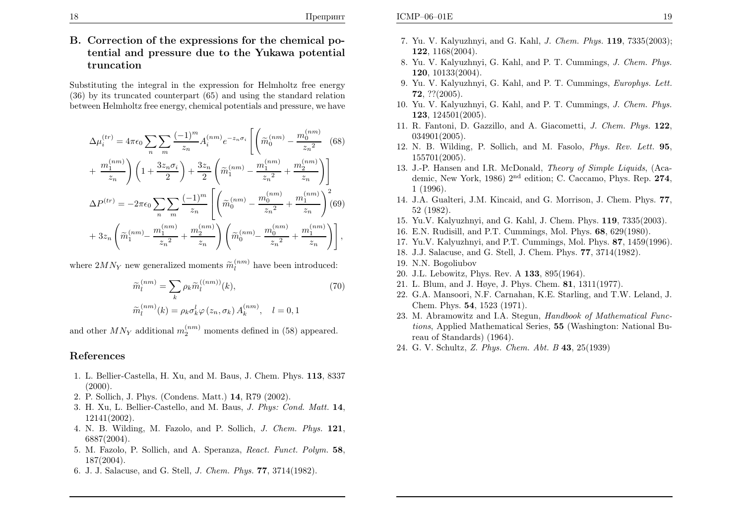## B. Correction of the expressions for the chemical potential and pressure due to the Yukawa potential truncation

Substituting the integral in the expression for Helmholtz free energy (36) by its truncated counterpart (65) and using the standard relation between Helmholtz free energy, chemical potentials and pressure, we have

$$\Delta\mu_i^{(tr)} = 4\pi\epsilon_0 \sum_n \sum_m \frac{(-1)^m}{z_n} A_i^{(nm)} e^{-z_n\sigma_i} \left[ \left( \widetilde{m}_0^{(nm)} - \frac{m_0^{(nm)}}{{z_n}^2} \right.\right. \tag{68}$$

$$\left.\left. + \frac{m_1^{(nm)}}{z_n} \right) \left( 1 + \frac{3 z_n \sigma_i}{2} \right) + \frac{3 z_n}{2} \left( \widetilde{m}_1^{(nm)} - \frac{m_1^{(nm)}}{{z_n}^2} + \frac{m_2^{(nm)}}{z_n} \right) \right]$$

$$\Delta P^{(tr)} = -2\pi\epsilon_0 \sum_n \sum_m \frac{(-1)^m}{z_n} \left[ \left( \widetilde{m}_0^{(nm)} - \frac{m_0^{(nm)}}{{z_n}^2} + \frac{m_1^{(nm)}}{z_n} \right)^2 \right. \tag{69}$$

$$\left. + 3 z_n \left( \widetilde{m}_1^{(nm)} - \frac{m_1^{(nm)}}{{z_n}^2} + \frac{m_2^{(nm)}}{z_n} \right) \left( \widetilde{m}_0^{(nm)} - \frac{m_0^{(nm)}}{{z_n}^2} + \frac{m_1^{(nm)}}{z_n} \right) \right],$$

where $2MN_Y$ new generalized moments $\widetilde{m}_l^{(nm)}$ have been introduced:

$$\widetilde{m}_l^{(nm)} = \sum_k \rho_k \widetilde{m}_l^{((nm))}(k), \tag{70}$$

$$\widetilde{m}_l^{(nm)}(k) = \rho_k \sigma_k^l \varphi(z_n, \sigma_k) A_k^{(nm)}, \quad l = 0, 1$$

and other $MN_Y$ additional $m_2^{(nm)}$ moments defined in (58) appeared.

## References

1. L. Bellier-Castella, H. Xu, and M. Baus, J. Chem. Phys. **113**, 8337 (2000).
2. P. Sollich, J. Phys. (Condens. Matt.) **14**, R79 (2002).
3. H. Xu, L. Bellier-Castello, and M. Baus, *J. Phys: Cond. Matt.* **14**, 12141(2002).
4. N. B. Wilding, M. Fazolo, and P. Sollich, *J. Chem. Phys.* **121**, 6887(2004).
5. M. Fazolo, P. Sollich, and A. Speranza, *React. Funct. Polym.* **58**, 187(2004).
6. J. J. Salacuse, and G. Stell, *J. Chem. Phys.* **77**, 3714(1982).
7. Yu. V. Kalyuzhnyi, and G. Kahl, *J. Chem. Phys.* **119**, 7335(2003); **122**, 1168(2004).
8. Yu. V. Kalyuzhnyi, G. Kahl, and P. T. Cummings, *J. Chem. Phys.* **120**, 10133(2004).
9. Yu. V. Kalyuzhnyi, G. Kahl, and P. T. Cummings, *Europhys. Lett.* **72**, ??(2005).
10. Yu. V. Kalyuzhnyi, G. Kahl, and P. T. Cummings, *J. Chem. Phys.* **123**, 124501(2005).
11. R. Fantoni, D. Gazzillo, and A. Giacometti, *J. Chem. Phys.* **122**, 034901(2005).
12. N. B. Wilding, P. Sollich, and M. Fasolo, *Phys. Rev. Lett.* **95**, 155701(2005).
13. J.-P. Hansen and I.R. McDonald, *Theory of Simple Liquids*, (Academic, New York, 1986) 2nd edition; C. Caccamo, Phys. Rep. **274**, 1 (1996).
14. J.A. Gualteri, J.M. Kincaid, and G. Morrison, J. Chem. Phys. **77**, 52 (1982).
15. Yu.V. Kalyuzhnyi, and G. Kahl, J. Chem. Phys. **119**, 7335(2003).
16. E.N. Rudisill, and P.T. Cummings, Mol. Phys. **68**, 629(1980).
17. Yu.V. Kalyuzhnyi, and P.T. Cummings, Mol. Phys. **87**, 1459(1996).
18. J.J. Salacuse, and G. Stell, J. Chem. Phys. **77**, 3714(1982).
19. N.N. Bogoliubov
20. J.L. Lebowitz, Phys. Rev. A **133**, 895(1964).
21. L. Blum, and J. Høye, J. Phys. Chem. **81**, 1311(1977).
22. G.A. Mansoori, N.F. Carnahan, K.E. Starling, and T.W. Leland, J. Chem. Phys. **54**, 1523 (1971).
23. M. Abramowitz and I.A. Stegun, *Handbook of Mathematical Functions*, Applied Mathematical Series, **55** (Washington: National Bureau of Standards) (1964).
24. G. V. Schultz, *Z. Phys. Chem. Abt. B* **43**, 25(1939)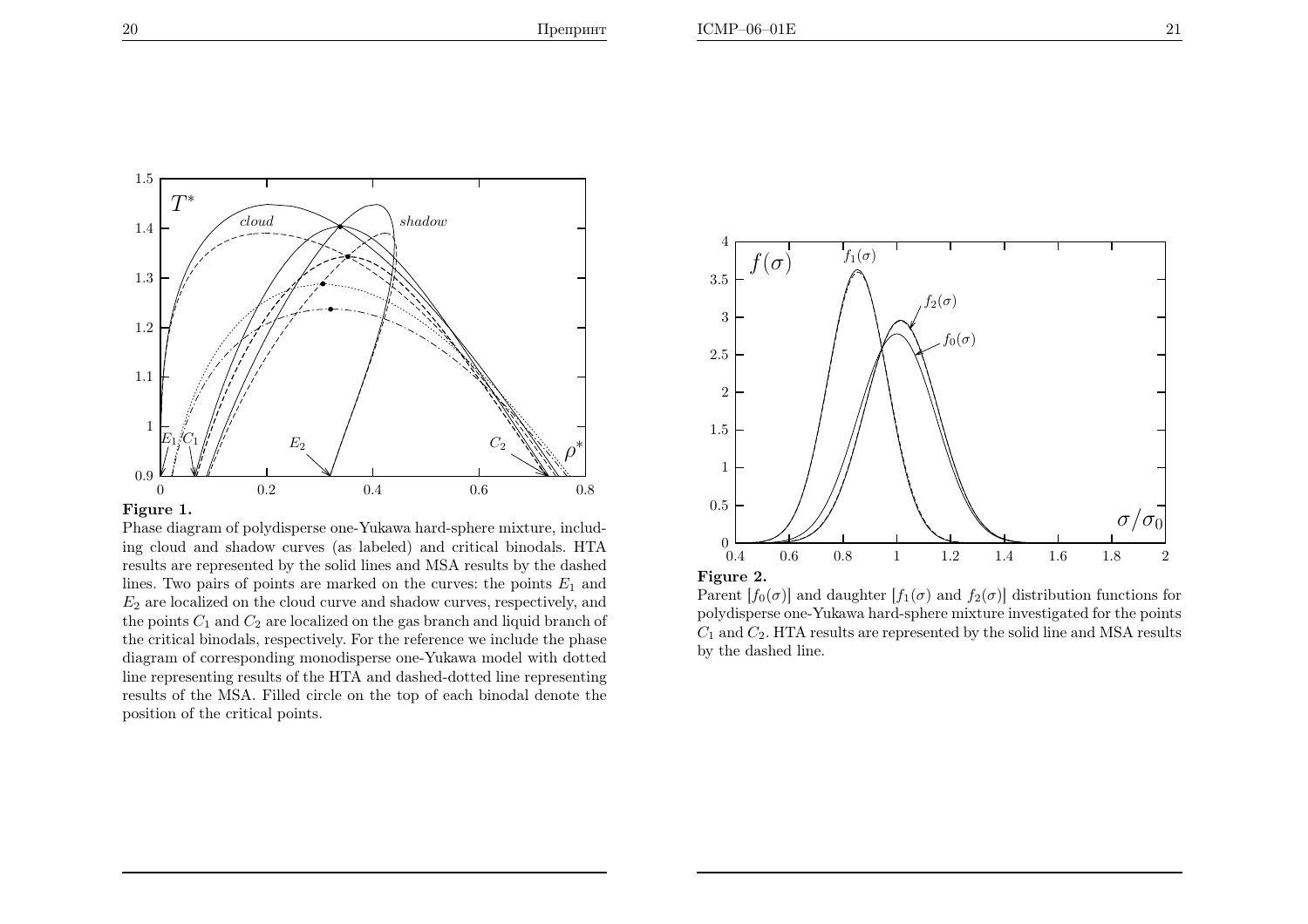**Figure 1.**
Phase diagram of polydisperse one-Yukawa hard-sphere mixture, including cloud and shadow curves (as labeled) and critical binodals. HTA results are represented by the solid lines and MSA results by the dashed lines. Two pairs of points are marked on the curves: the points $E_1$ and $E_2$ are localized on the cloud curve and shadow curves, respectively, and the points $C_1$ and $C_2$ are localized on the gas branch and liquid branch of the critical binodals, respectively. For the reference we include the phase diagram of corresponding monodisperse one-Yukawa model with dotted line representing results of the HTA and dashed-dotted line representing results of the MSA. Filled circle on the top of each binodal denote the position of the critical points.

**Figure 2.**
Parent $[f_0(\sigma)]$ and daughter $[f_1(\sigma)$ and $f_2(\sigma)]$ distribution functions for polydisperse one-Yukawa hard-sphere mixture investigated for the points $C_1$ and $C_2$. HTA results are represented by the solid line and MSA results by the dashed line.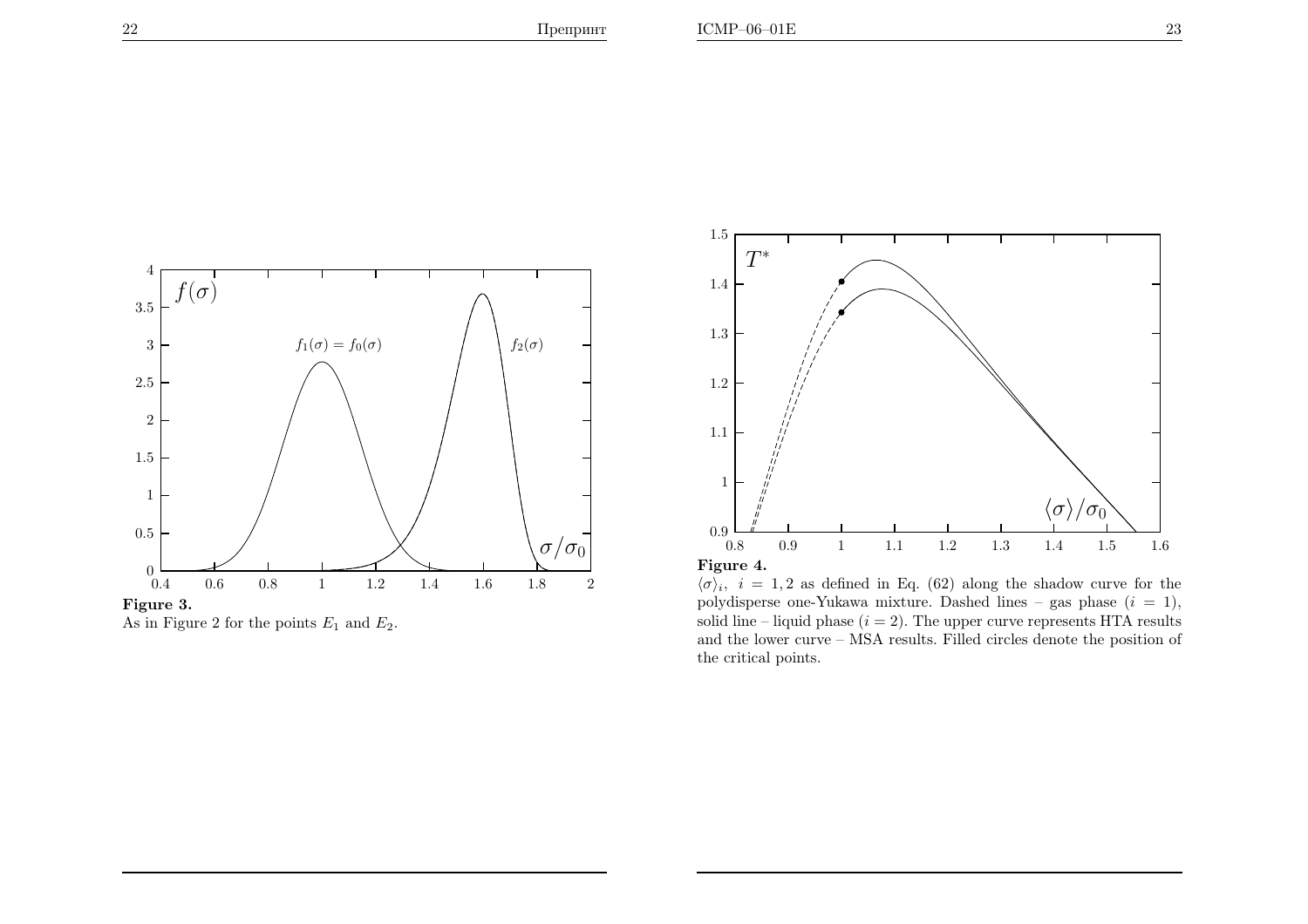**Figure 3.**
As in Figure 2 for the points $E_1$ and $E_2$.

**Figure 4.**
$\langle\sigma\rangle_i$, $i = 1, 2$ as defined in Eq. (62) along the shadow curve for the polydisperse one-Yukawa mixture. Dashed lines – gas phase ($i = 1$), solid line – liquid phase ($i = 2$). The upper curve represents HTA results and the lower curve – MSA results. Filled circles denote the position of the critical points.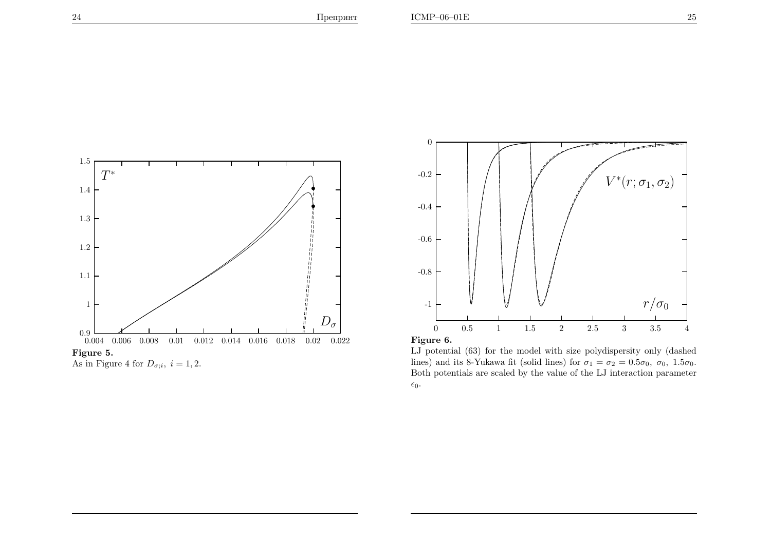**Figure 5.**
As in Figure 4 for $D_{\sigma;i},\ i = 1, 2$.

**Figure 6.**
LJ potential (63) for the model with size polydispersity only (dashed lines) and its 8-Yukawa fit (solid lines) for $\sigma_1 = \sigma_2 = 0.5\sigma_0,\ \sigma_0,\ 1.5\sigma_0$. Both potentials are scaled by the value of the LJ interaction parameter $\epsilon_0$.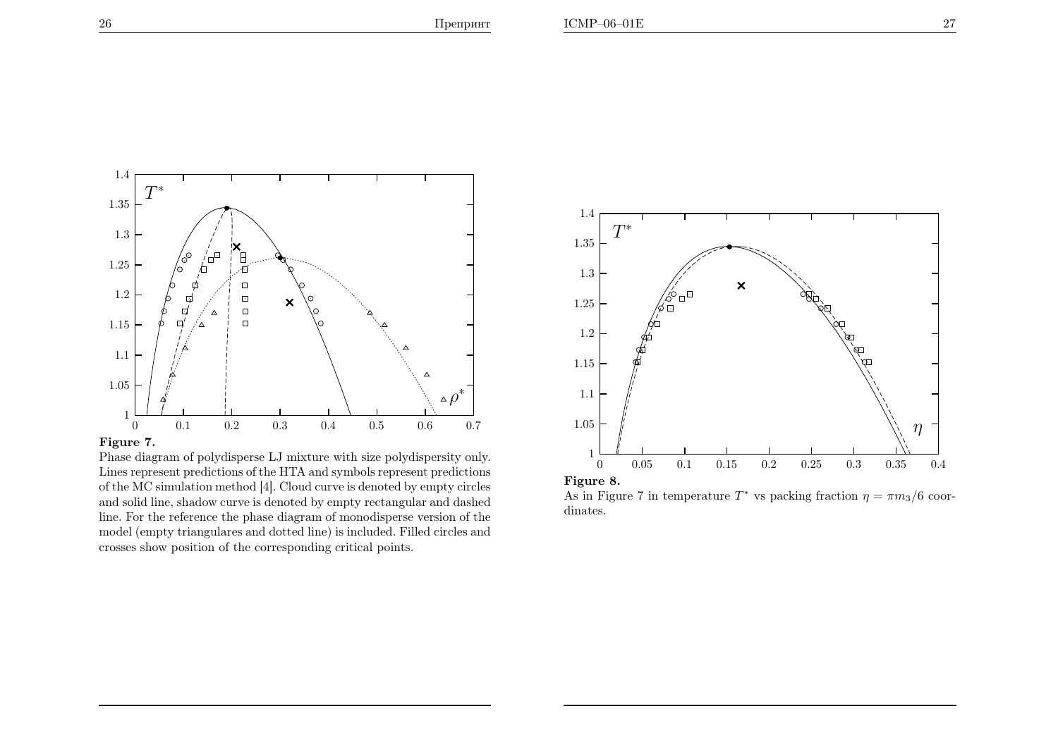**Figure 7.**
Phase diagram of polydisperse LJ mixture with size polydispersity only. Lines represent predictions of the HTA and symbols represent predictions of the MC simulation method [4]. Cloud curve is denoted by empty circles and solid line, shadow curve is denoted by empty rectangular and dashed line. For the reference the phase diagram of monodisperse version of the model (empty triangulares and dotted line) is included. Filled circles and crosses show position of the corresponding critical points.

**Figure 8.**
As in Figure 7 in temperature $T^*$ vs packing fraction $\eta = \pi m_3/6$ coordinates.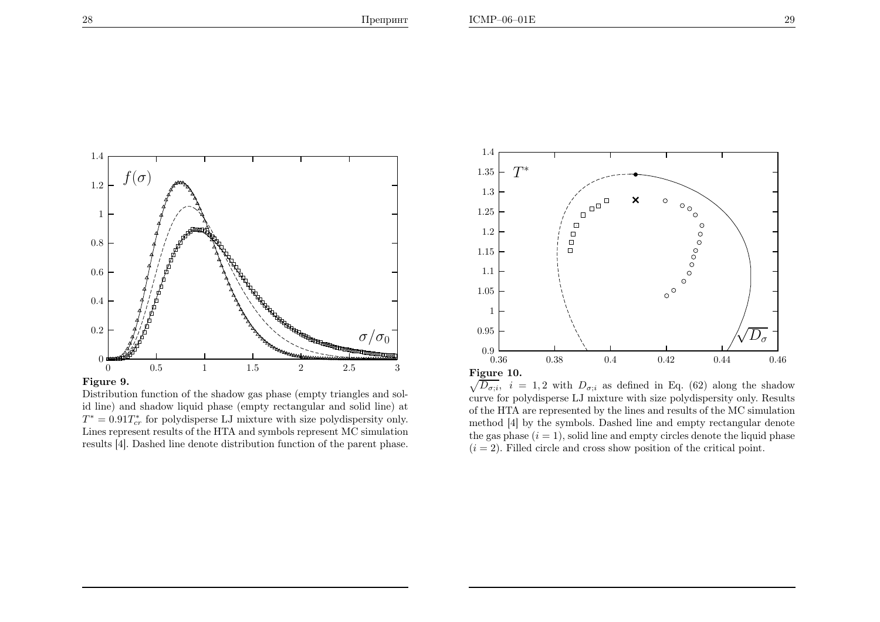**Figure 9.**
Distribution function of the shadow gas phase (empty triangles and solid line) and shadow liquid phase (empty rectangular and solid line) at $T^* = 0.91T^*_{cr}$ for polydisperse LJ mixture with size polydispersity only. Lines represent results of the HTA and symbols represent MC simulation results [4]. Dashed line denote distribution function of the parent phase.

**Figure 10.**
$\sqrt{D_{\sigma;i}}$, $i = 1, 2$ with $D_{\sigma;i}$ as defined in Eq. (62) along the shadow curve for polydisperse LJ mixture with size polydispersity only. Results of the HTA are represented by the lines and results of the MC simulation method [4] by the symbols. Dashed line and empty rectangular denote the gas phase ($i = 1$), solid line and empty circles denote the liquid phase ($i = 2$). Filled circle and cross show position of the critical point.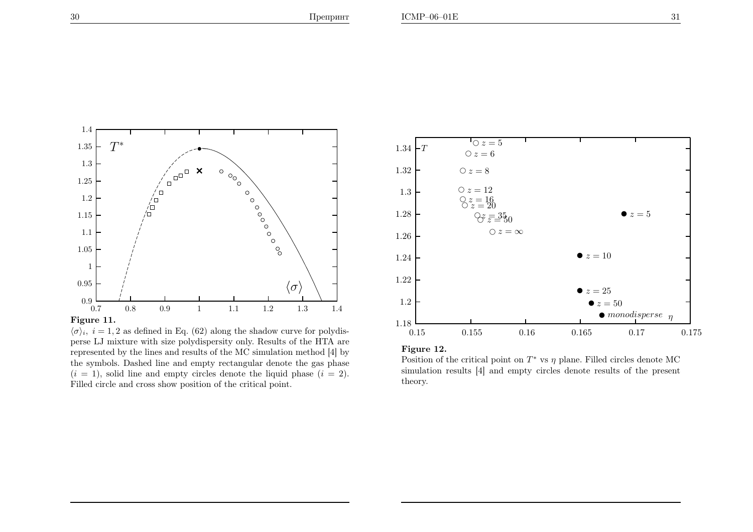**Figure 11.**
$\langle\sigma\rangle_i$, $i = 1, 2$ as defined in Eq. (62) along the shadow curve for polydisperse LJ mixture with size polydispersity only. Results of the HTA are represented by the lines and results of the MC simulation method [4] by the symbols. Dashed line and empty rectangular denote the gas phase ($i = 1$), solid line and empty circles denote the liquid phase ($i = 2$). Filled circle and cross show position of the critical point.

**Figure 12.**
Position of the critical point on $T^*$ vs $\eta$ plane. Filled circles denote MC simulation results [4] and empty circles denote results of the present theory.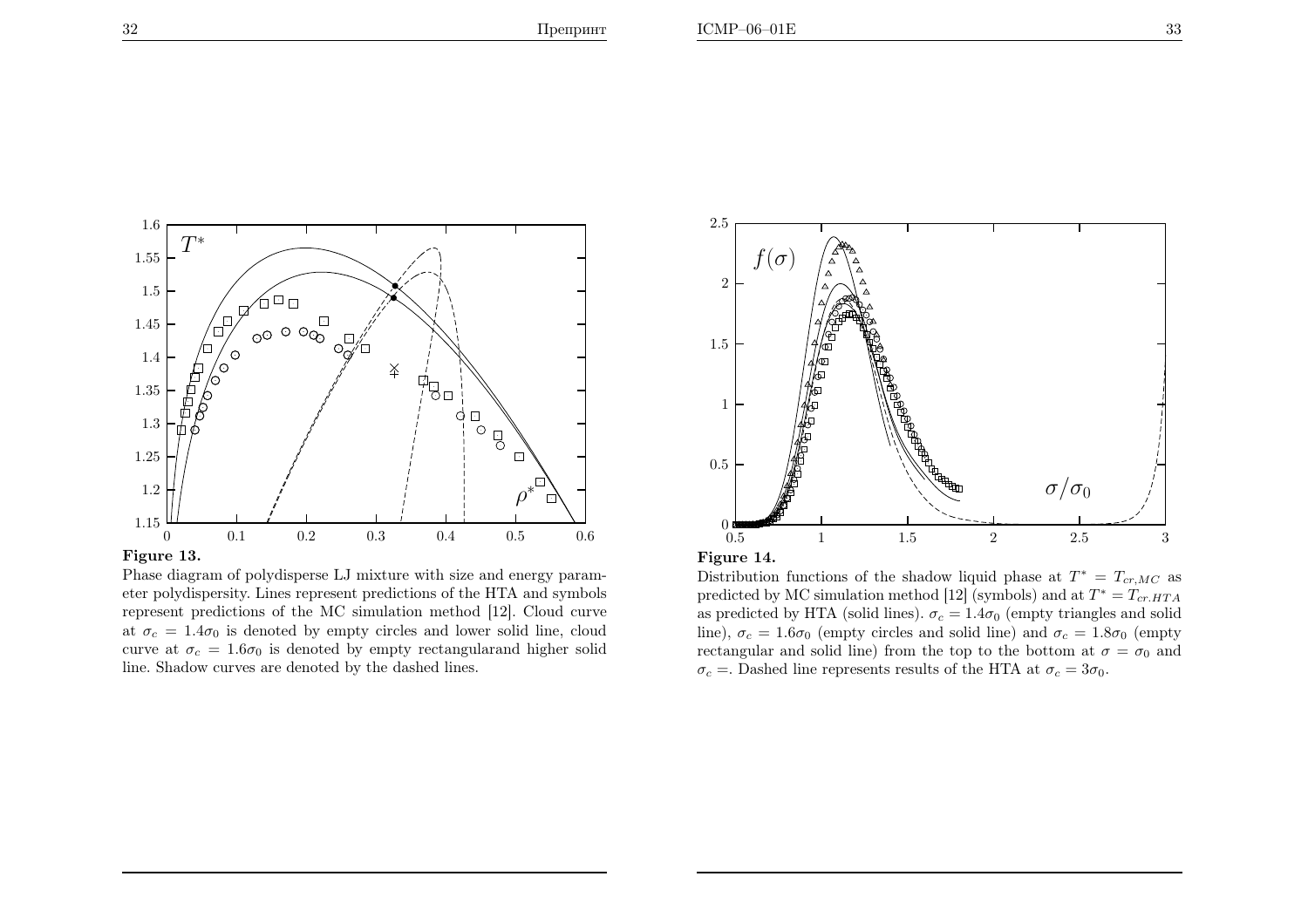1.6
$T^*$
1.55
1.5
1.45
1.4
1.35
1.3
1.25
1.2
1.15
0
0.1
0.2
0.3
0.4
0.5
0.6
$\rho^*$

**Figure 13.**

Phase diagram of polydisperse LJ mixture with size and energy parameter polydispersity. Lines represent predictions of the HTA and symbols represent predictions of the MC simulation method [12]. Cloud curve at $\sigma_c = 1.4\sigma_0$ is denoted by empty circles and lower solid line, cloud curve at $\sigma_c = 1.6\sigma_0$ is denoted by empty rectangularand higher solid line. Shadow curves are denoted by the dashed lines.

2.5
$f(\sigma)$
2
1.5
1
0.5
0
0.5
1
1.5
2
2.5
3
$\sigma/\sigma_0$

**Figure 14.**

Distribution functions of the shadow liquid phase at $T^* = T_{cr,MC}$ as predicted by MC simulation method [12] (symbols) and at $T^* = T_{cr.HTA}$ as predicted by HTA (solid lines). $\sigma_c = 1.4\sigma_0$ (empty triangles and solid line), $\sigma_c = 1.6\sigma_0$ (empty circles and solid line) and $\sigma_c = 1.8\sigma_0$ (empty rectangular and solid line) from the top to the bottom at $\sigma = \sigma_0$ and $\sigma_c =$. Dashed line represents results of the HTA at $\sigma_c = 3\sigma_0$.